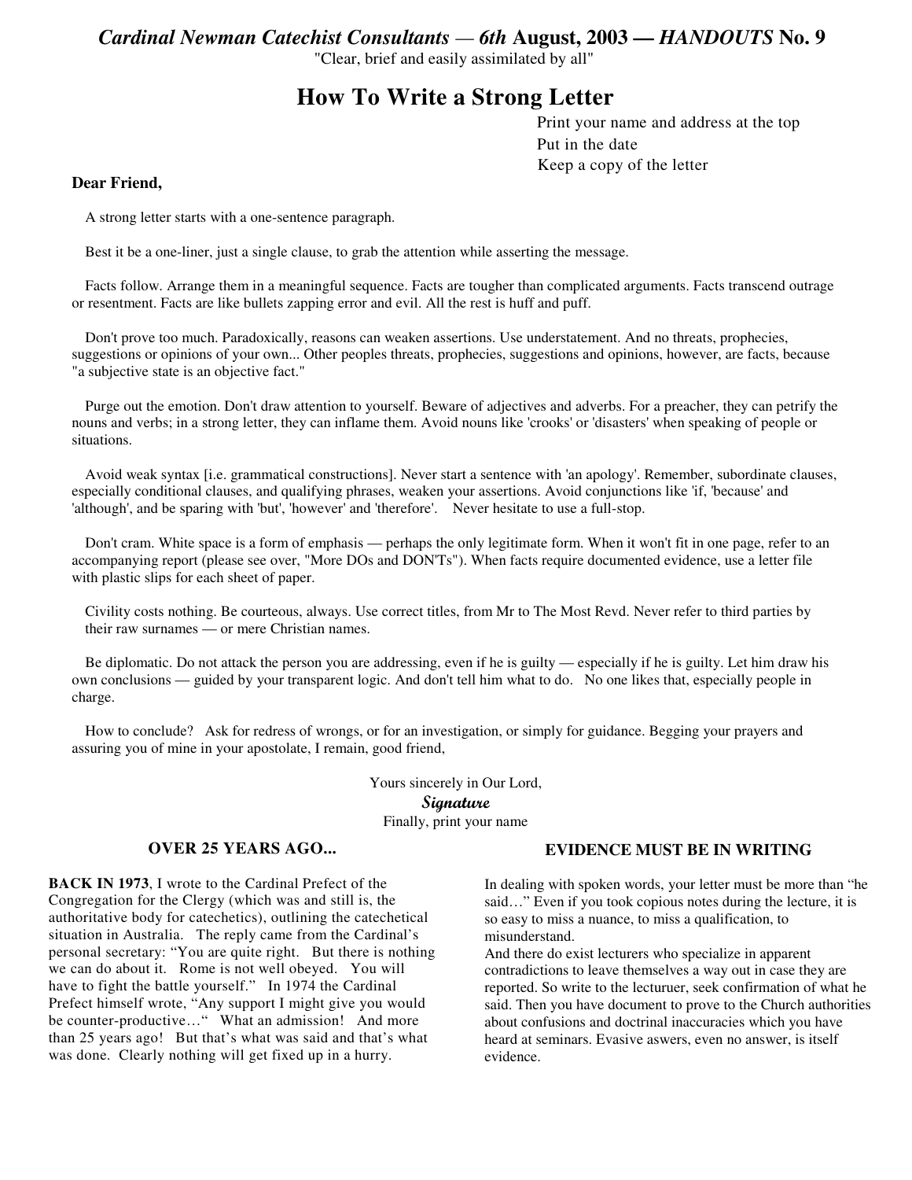*Cardinal Newman Catechist Consultants — 6th* **August, 2003 —** ***HANDOUTS*** **No. 9**

"Clear, brief and easily assimilated by all"

# How To Write a Strong Letter

Print your name and address at the top
Put in the date
Keep a copy of the letter

**Dear Friend,**

A strong letter starts with a one-sentence paragraph.

Best it be a one-liner, just a single clause, to grab the attention while asserting the message.

Facts follow. Arrange them in a meaningful sequence. Facts are tougher than complicated arguments. Facts transcend outrage or resentment. Facts are like bullets zapping error and evil. All the rest is huff and puff.

Don't prove too much. Paradoxically, reasons can weaken assertions. Use understatement. And no threats, prophecies, suggestions or opinions of your own... Other peoples threats, prophecies, suggestions and opinions, however, are facts, because "a subjective state is an objective fact."

Purge out the emotion. Don't draw attention to yourself. Beware of adjectives and adverbs. For a preacher, they can petrify the nouns and verbs; in a strong letter, they can inflame them. Avoid nouns like 'crooks' or 'disasters' when speaking of people or situations.

Avoid weak syntax [i.e. grammatical constructions]. Never start a sentence with 'an apology'. Remember, subordinate clauses, especially conditional clauses, and qualifying phrases, weaken your assertions. Avoid conjunctions like 'if, 'because' and 'although', and be sparing with 'but', 'however' and 'therefore'. Never hesitate to use a full-stop.

Don't cram. White space is a form of emphasis — perhaps the only legitimate form. When it won't fit in one page, refer to an accompanying report (please see over, "More DOs and DON'Ts"). When facts require documented evidence, use a letter file with plastic slips for each sheet of paper.

Civility costs nothing. Be courteous, always. Use correct titles, from Mr to The Most Revd. Never refer to third parties by their raw surnames — or mere Christian names.

Be diplomatic. Do not attack the person you are addressing, even if he is guilty — especially if he is guilty. Let him draw his own conclusions — guided by your transparent logic. And don't tell him what to do. No one likes that, especially people in charge.

How to conclude? Ask for redress of wrongs, or for an investigation, or simply for guidance. Begging your prayers and assuring you of mine in your apostolate, I remain, good friend,

Yours sincerely in Our Lord,
*Signature*
Finally, print your name

### OVER 25 YEARS AGO...

**BACK IN 1973**, I wrote to the Cardinal Prefect of the Congregation for the Clergy (which was and still is, the authoritative body for catechetics), outlining the catechetical situation in Australia. The reply came from the Cardinal's personal secretary: "You are quite right. But there is nothing we can do about it. Rome is not well obeyed. You will have to fight the battle yourself." In 1974 the Cardinal Prefect himself wrote, "Any support I might give you would be counter-productive…" What an admission! And more than 25 years ago! But that's what was said and that's what was done. Clearly nothing will get fixed up in a hurry.

### EVIDENCE MUST BE IN WRITING

In dealing with spoken words, your letter must be more than "he said…" Even if you took copious notes during the lecture, it is so easy to miss a nuance, to miss a qualification, to misunderstand.
And there do exist lecturers who specialize in apparent contradictions to leave themselves a way out in case they are reported. So write to the lecturuer, seek confirmation of what he said. Then you have document to prove to the Church authorities about confusions and doctrinal inaccuracies which you have heard at seminars. Evasive aswers, even no answer, is itself evidence.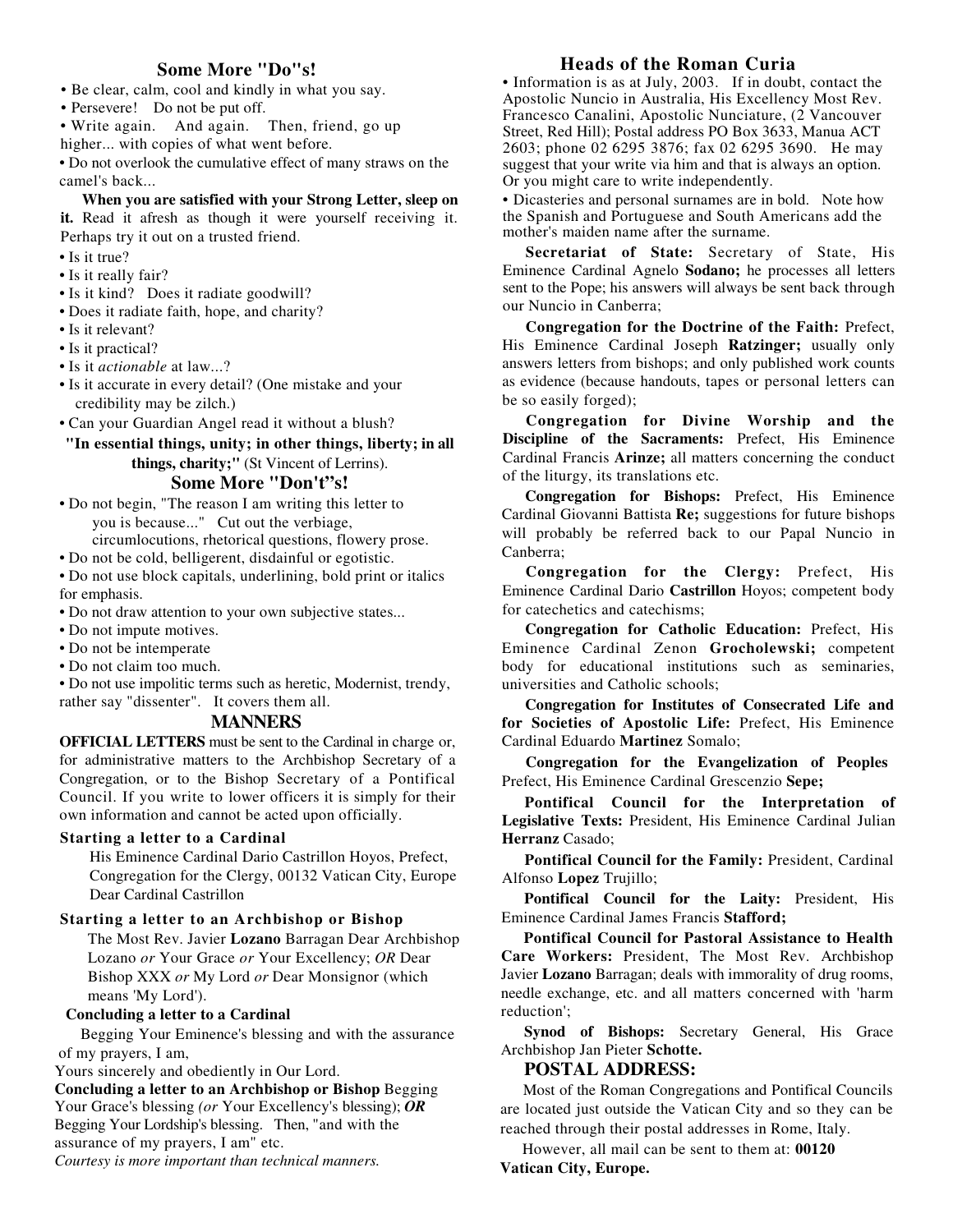## Some More "Do"s!

- Be clear, calm, cool and kindly in what you say.
- Persevere! Do not be put off.
- Write again. And again. Then, friend, go up higher... with copies of what went before.
- Do not overlook the cumulative effect of many straws on the camel's back...

**When you are satisfied with your Strong Letter, sleep on it.** Read it afresh as though it were yourself receiving it. Perhaps try it out on a trusted friend.

- Is it true?
- Is it really fair?
- Is it kind? Does it radiate goodwill?
- Does it radiate faith, hope, and charity?
- Is it relevant?
- Is it practical?
- Is it *actionable* at law...?
- Is it accurate in every detail? (One mistake and your credibility may be zilch.)
- Can your Guardian Angel read it without a blush?

**"In essential things, unity; in other things, liberty; in all things, charity;"** (St Vincent of Lerrins).

## Some More "Don't"s!

- Do not begin, "The reason I am writing this letter to you is because..." Cut out the verbiage, circumlocutions, rhetorical questions, flowery prose.
- Do not be cold, belligerent, disdainful or egotistic.
- Do not use block capitals, underlining, bold print or italics for emphasis.
- Do not draw attention to your own subjective states...
- Do not impute motives.
- Do not be intemperate
- Do not claim too much.
- Do not use impolitic terms such as heretic, Modernist, trendy, rather say "dissenter". It covers them all.

## MANNERS

**OFFICIAL LETTERS** must be sent to the Cardinal in charge or, for administrative matters to the Archbishop Secretary of a Congregation, or to the Bishop Secretary of a Pontifical Council. If you write to lower officers it is simply for their own information and cannot be acted upon officially.

### Starting a letter to a Cardinal

His Eminence Cardinal Dario Castrillon Hoyos, Prefect, Congregation for the Clergy, 00132 Vatican City, Europe
Dear Cardinal Castrillon

### Starting a letter to an Archbishop or Bishop

The Most Rev. Javier **Lozano** Barragan Dear Archbishop Lozano *or* Your Grace *or* Your Excellency; *OR* Dear Bishop XXX *or* My Lord *or* Dear Monsignor (which means 'My Lord').

### Concluding a letter to a Cardinal

Begging Your Eminence's blessing and with the assurance of my prayers, I am,
Yours sincerely and obediently in Our Lord.

**Concluding a letter to an Archbishop or Bishop** Begging Your Grace's blessing *(or* Your Excellency's blessing); ***OR*** Begging Your Lordship's blessing. Then, "and with the assurance of my prayers, I am" etc.

*Courtesy is more important than technical manners.*

## Heads of the Roman Curia

- Information is as at July, 2003. If in doubt, contact the Apostolic Nuncio in Australia, His Excellency Most Rev. Francesco Canalini, Apostolic Nunciature, (2 Vancouver Street, Red Hill); Postal address PO Box 3633, Manua ACT 2603; phone 02 6295 3876; fax 02 6295 3690. He may suggest that your write via him and that is always an option. Or you might care to write independently.
- Dicasteries and personal surnames are in bold. Note how the Spanish and Portuguese and South Americans add the mother's maiden name after the surname.

**Secretariat of State:** Secretary of State, His Eminence Cardinal Agnelo **Sodano;** he processes all letters sent to the Pope; his answers will always be sent back through our Nuncio in Canberra;

**Congregation for the Doctrine of the Faith:** Prefect, His Eminence Cardinal Joseph **Ratzinger;** usually only answers letters from bishops; and only published work counts as evidence (because handouts, tapes or personal letters can be so easily forged);

**Congregation for Divine Worship and the Discipline of the Sacraments:** Prefect, His Eminence Cardinal Francis **Arinze;** all matters concerning the conduct of the liturgy, its translations etc.

**Congregation for Bishops:** Prefect, His Eminence Cardinal Giovanni Battista **Re;** suggestions for future bishops will probably be referred back to our Papal Nuncio in Canberra;

**Congregation for the Clergy:** Prefect, His Eminence Cardinal Dario **Castrillon** Hoyos; competent body for catechetics and catechisms;

**Congregation for Catholic Education:** Prefect, His Eminence Cardinal Zenon **Grocholewski;** competent body for educational institutions such as seminaries, universities and Catholic schools;

**Congregation for Institutes of Consecrated Life and for Societies of Apostolic Life:** Prefect, His Eminence Cardinal Eduardo **Martinez** Somalo;

**Congregation for the Evangelization of Peoples** Prefect, His Eminence Cardinal Grescenzio **Sepe;**

**Pontifical Council for the Interpretation of Legislative Texts:** President, His Eminence Cardinal Julian **Herranz** Casado;

**Pontifical Council for the Family:** President, Cardinal Alfonso **Lopez** Trujillo;

**Pontifical Council for the Laity:** President, His Eminence Cardinal James Francis **Stafford;**

**Pontifical Council for Pastoral Assistance to Health Care Workers:** President, The Most Rev. Archbishop Javier **Lozano** Barragan; deals with immorality of drug rooms, needle exchange, etc. and all matters concerned with 'harm reduction';

**Synod of Bishops:** Secretary General, His Grace Archbishop Jan Pieter **Schotte.**

## POSTAL ADDRESS:

Most of the Roman Congregations and Pontifical Councils are located just outside the Vatican City and so they can be reached through their postal addresses in Rome, Italy.

However, all mail can be sent to them at: **00120 Vatican City, Europe.**